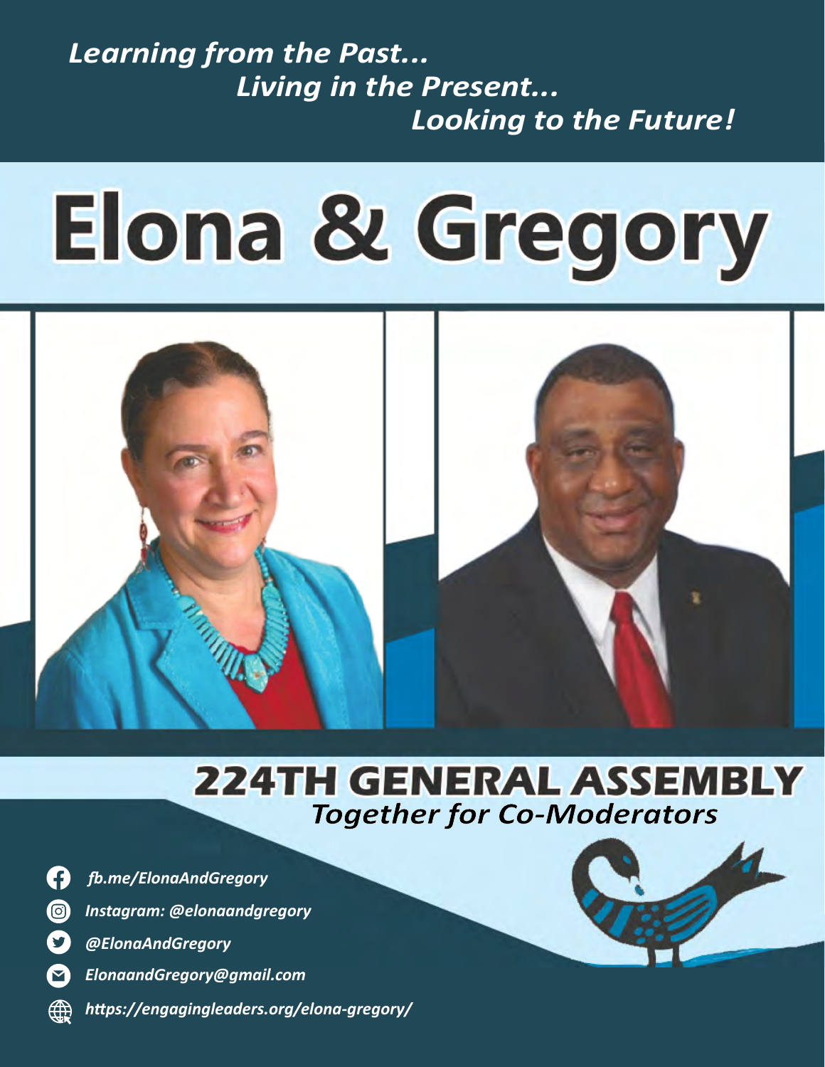*Learning from the Past...*
*Living in the Present...*
*Looking to the Future!*

# Elona & Gregory

## 224TH GENERAL ASSEMBLY

*Together for Co-Moderators*

- *fb.me/ElonaAndGregory*
- *Instagram: @elonaandgregory*
- *@ElonaAndGregory*
- *ElonaandGregory@gmail.com*
- *https://engagingleaders.org/elona-gregory/*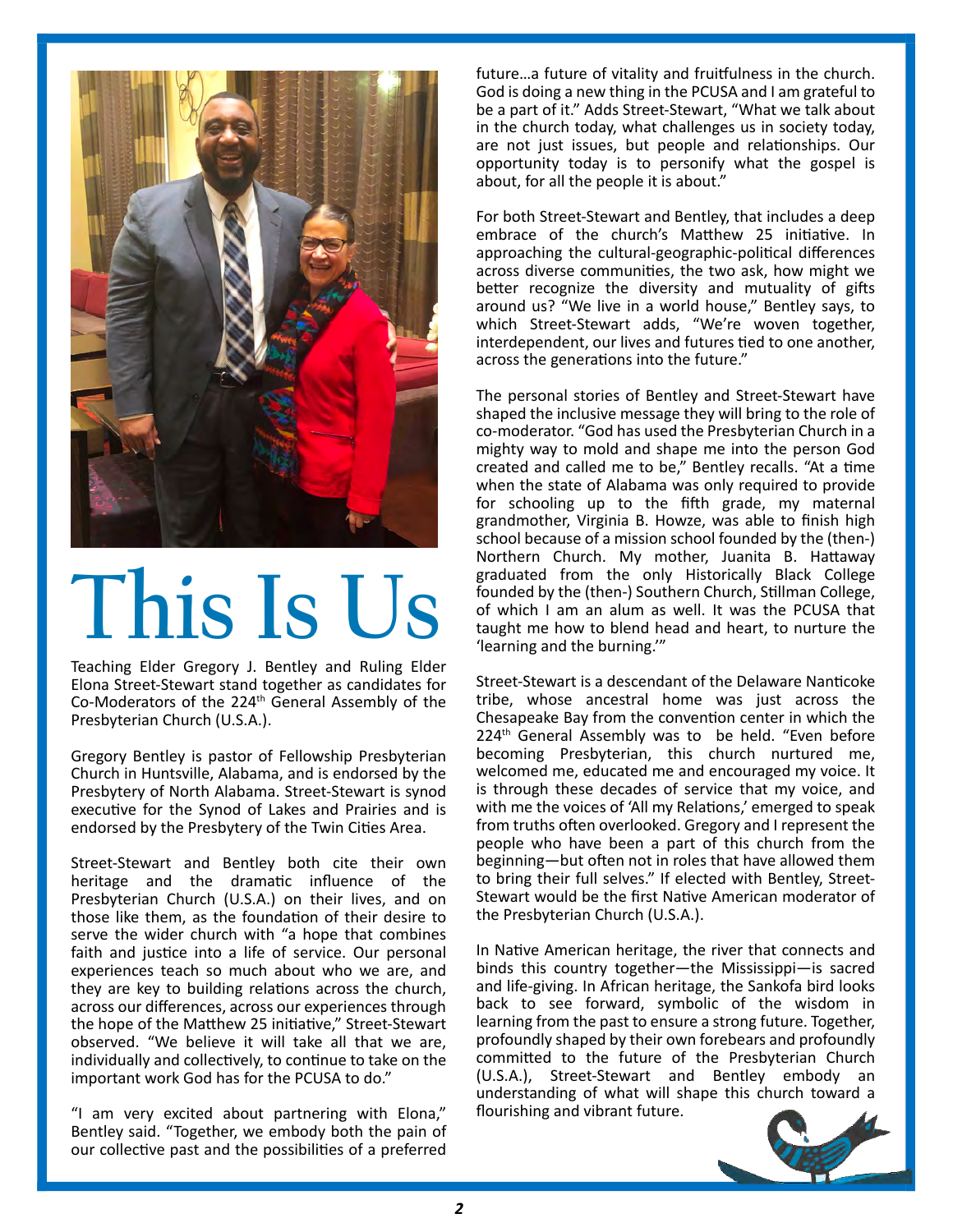# This Is Us

Teaching Elder Gregory J. Bentley and Ruling Elder Elona Street-Stewart stand together as candidates for Co-Moderators of the 224th General Assembly of the Presbyterian Church (U.S.A.).

Gregory Bentley is pastor of Fellowship Presbyterian Church in Huntsville, Alabama, and is endorsed by the Presbytery of North Alabama. Street-Stewart is synod executive for the Synod of Lakes and Prairies and is endorsed by the Presbytery of the Twin Cities Area.

Street-Stewart and Bentley both cite their own heritage and the dramatic influence of the Presbyterian Church (U.S.A.) on their lives, and on those like them, as the foundation of their desire to serve the wider church with "a hope that combines faith and justice into a life of service. Our personal experiences teach so much about who we are, and they are key to building relations across the church, across our differences, across our experiences through the hope of the Matthew 25 initiative," Street-Stewart observed. "We believe it will take all that we are, individually and collectively, to continue to take on the important work God has for the PCUSA to do."

"I am very excited about partnering with Elona," Bentley said. "Together, we embody both the pain of our collective past and the possibilities of a preferred future…a future of vitality and fruitfulness in the church. God is doing a new thing in the PCUSA and I am grateful to be a part of it." Adds Street-Stewart, "What we talk about in the church today, what challenges us in society today, are not just issues, but people and relationships. Our opportunity today is to personify what the gospel is about, for all the people it is about."

For both Street-Stewart and Bentley, that includes a deep embrace of the church's Matthew 25 initiative. In approaching the cultural-geographic-political differences across diverse communities, the two ask, how might we better recognize the diversity and mutuality of gifts around us? "We live in a world house," Bentley says, to which Street-Stewart adds, "We're woven together, interdependent, our lives and futures tied to one another, across the generations into the future."

The personal stories of Bentley and Street-Stewart have shaped the inclusive message they will bring to the role of co-moderator. "God has used the Presbyterian Church in a mighty way to mold and shape me into the person God created and called me to be," Bentley recalls. "At a time when the state of Alabama was only required to provide for schooling up to the fifth grade, my maternal grandmother, Virginia B. Howze, was able to finish high school because of a mission school founded by the (then-) Northern Church. My mother, Juanita B. Hattaway graduated from the only Historically Black College founded by the (then-) Southern Church, Stillman College, of which I am an alum as well. It was the PCUSA that taught me how to blend head and heart, to nurture the 'learning and the burning.'"

Street-Stewart is a descendant of the Delaware Nanticoke tribe, whose ancestral home was just across the Chesapeake Bay from the convention center in which the 224th General Assembly was to be held. "Even before becoming Presbyterian, this church nurtured me, welcomed me, educated me and encouraged my voice. It is through these decades of service that my voice, and with me the voices of 'All my Relations,' emerged to speak from truths often overlooked. Gregory and I represent the people who have been a part of this church from the beginning—but often not in roles that have allowed them to bring their full selves." If elected with Bentley, Street-Stewart would be the first Native American moderator of the Presbyterian Church (U.S.A.).

In Native American heritage, the river that connects and binds this country together—the Mississippi—is sacred and life-giving. In African heritage, the Sankofa bird looks back to see forward, symbolic of the wisdom in learning from the past to ensure a strong future. Together, profoundly shaped by their own forebears and profoundly committed to the future of the Presbyterian Church (U.S.A.), Street-Stewart and Bentley embody an understanding of what will shape this church toward a flourishing and vibrant future.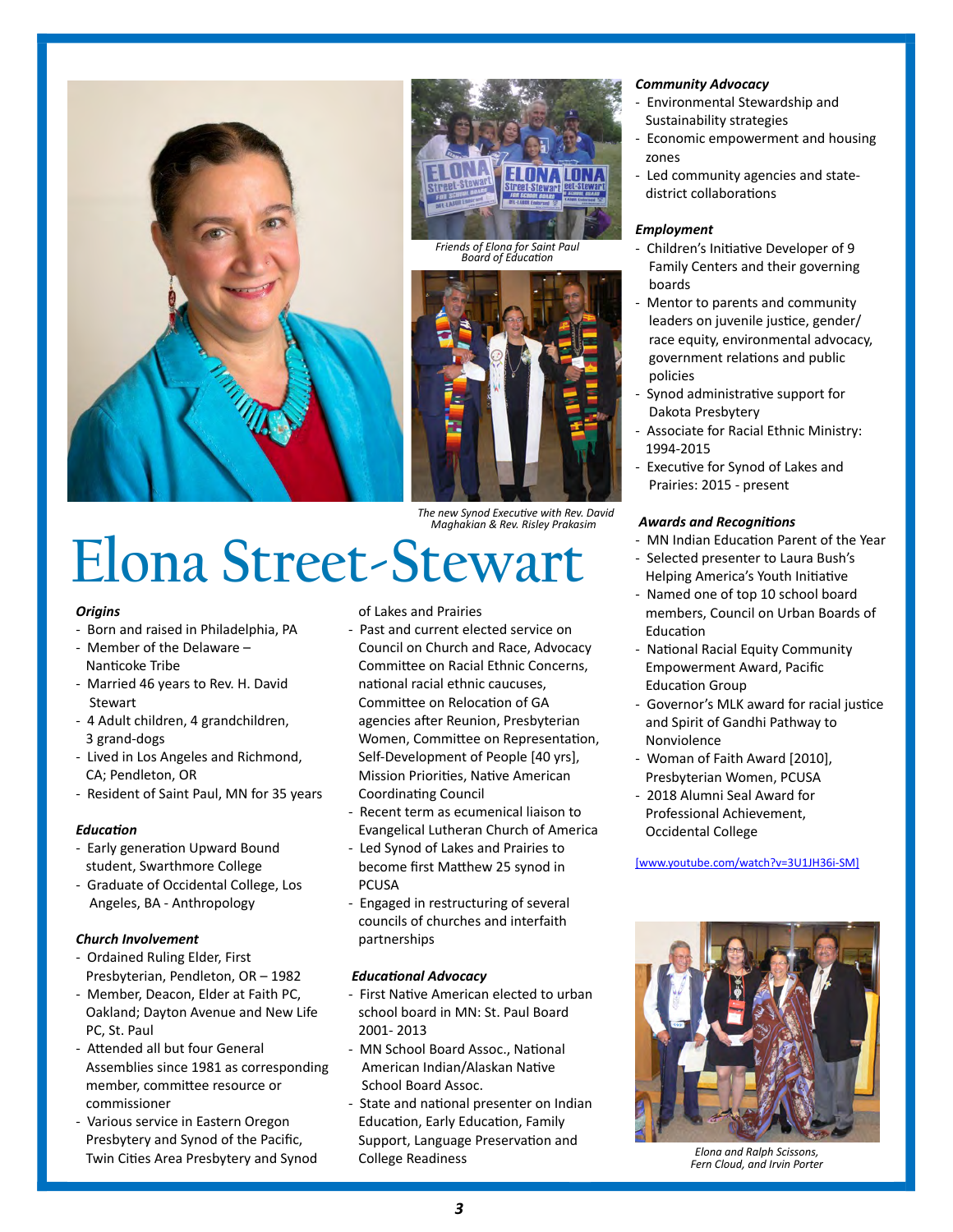Friends of Elona for Saint Paul Board of Education

The new Synod Executive with Rev. David Maghakian & Rev. Risley Prakasim

# Elona Street-Stewart

***Origins***

- Born and raised in Philadelphia, PA
- Member of the Delaware – Nanticoke Tribe
- Married 46 years to Rev. H. David Stewart
- 4 Adult children, 4 grandchildren, 3 grand-dogs
- Lived in Los Angeles and Richmond, CA; Pendleton, OR
- Resident of Saint Paul, MN for 35 years

***Education***

- Early generation Upward Bound student, Swarthmore College
- Graduate of Occidental College, Los Angeles, BA - Anthropology

***Church Involvement***

- Ordained Ruling Elder, First Presbyterian, Pendleton, OR – 1982
- Member, Deacon, Elder at Faith PC, Oakland; Dayton Avenue and New Life PC, St. Paul
- Attended all but four General Assemblies since 1981 as corresponding member, committee resource or commissioner
- Various service in Eastern Oregon Presbytery and Synod of the Pacific, Twin Cities Area Presbytery and Synod of Lakes and Prairies
- Past and current elected service on Council on Church and Race, Advocacy Committee on Racial Ethnic Concerns, national racial ethnic caucuses, Committee on Relocation of GA agencies after Reunion, Presbyterian Women, Committee on Representation, Self-Development of People [40 yrs], Mission Priorities, Native American Coordinating Council
- Recent term as ecumenical liaison to Evangelical Lutheran Church of America
- Led Synod of Lakes and Prairies to become first Matthew 25 synod in PCUSA
- Engaged in restructuring of several councils of churches and interfaith partnerships

***Educational Advocacy***

- First Native American elected to urban school board in MN: St. Paul Board 2001- 2013
- MN School Board Assoc., National American Indian/Alaskan Native School Board Assoc.
- State and national presenter on Indian Education, Early Education, Family Support, Language Preservation and College Readiness

***Community Advocacy***

- Environmental Stewardship and Sustainability strategies
- Economic empowerment and housing zones
- Led community agencies and state-district collaborations

***Employment***

- Children's Initiative Developer of 9 Family Centers and their governing boards
- Mentor to parents and community leaders on juvenile justice, gender/race equity, environmental advocacy, government relations and public policies
- Synod administrative support for Dakota Presbytery
- Associate for Racial Ethnic Ministry: 1994-2015
- Executive for Synod of Lakes and Prairies: 2015 - present

***Awards and Recognitions***

- MN Indian Education Parent of the Year
- Selected presenter to Laura Bush's Helping America's Youth Initiative
- Named one of top 10 school board members, Council on Urban Boards of Education
- National Racial Equity Community Empowerment Award, Pacific Education Group
- Governor's MLK award for racial justice and Spirit of Gandhi Pathway to Nonviolence
- Woman of Faith Award [2010], Presbyterian Women, PCUSA
- 2018 Alumni Seal Award for Professional Achievement, Occidental College

[www.youtube.com/watch?v=3U1JH36i-SM]

Elona and Ralph Scissons, Fern Cloud, and Irvin Porter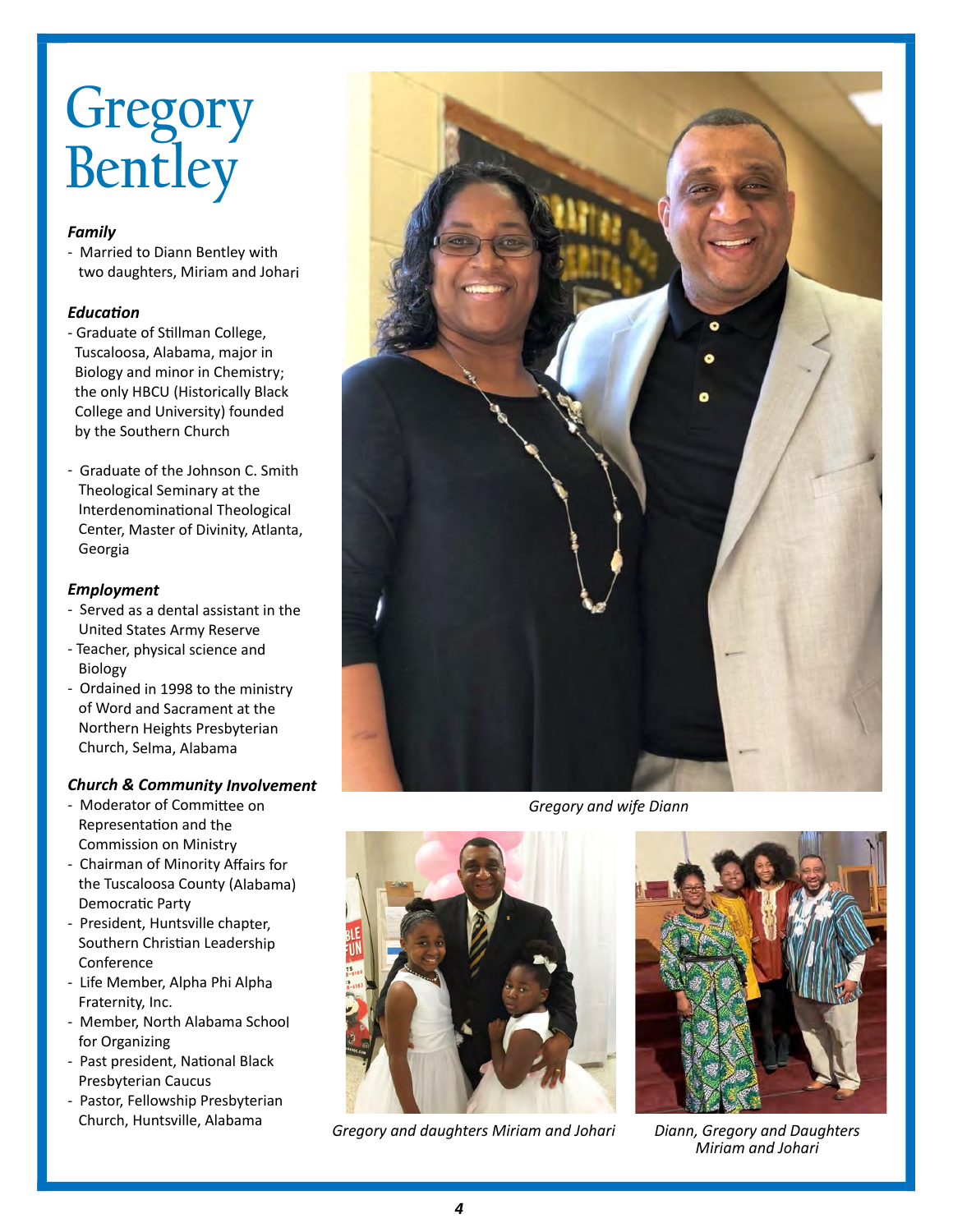# Gregory Bentley

***Family***

- Married to Diann Bentley with two daughters, Miriam and Johari

***Education***

- Graduate of Stillman College, Tuscaloosa, Alabama, major in Biology and minor in Chemistry; the only HBCU (Historically Black College and University) founded by the Southern Church

- Graduate of the Johnson C. Smith Theological Seminary at the Interdenominational Theological Center, Master of Divinity, Atlanta, Georgia

***Employment***

- Served as a dental assistant in the United States Army Reserve
- Teacher, physical science and Biology
- Ordained in 1998 to the ministry of Word and Sacrament at the Northern Heights Presbyterian Church, Selma, Alabama

***Church & Community Involvement***

- Moderator of Committee on Representation and the Commission on Ministry
- Chairman of Minority Affairs for the Tuscaloosa County (Alabama) Democratic Party
- President, Huntsville chapter, Southern Christian Leadership Conference
- Life Member, Alpha Phi Alpha Fraternity, Inc.
- Member, North Alabama School for Organizing
- Past president, National Black Presbyterian Caucus
- Pastor, Fellowship Presbyterian Church, Huntsville, Alabama

*Gregory and wife Diann*

*Gregory and daughters Miriam and Johari*

*Diann, Gregory and Daughters Miriam and Johari*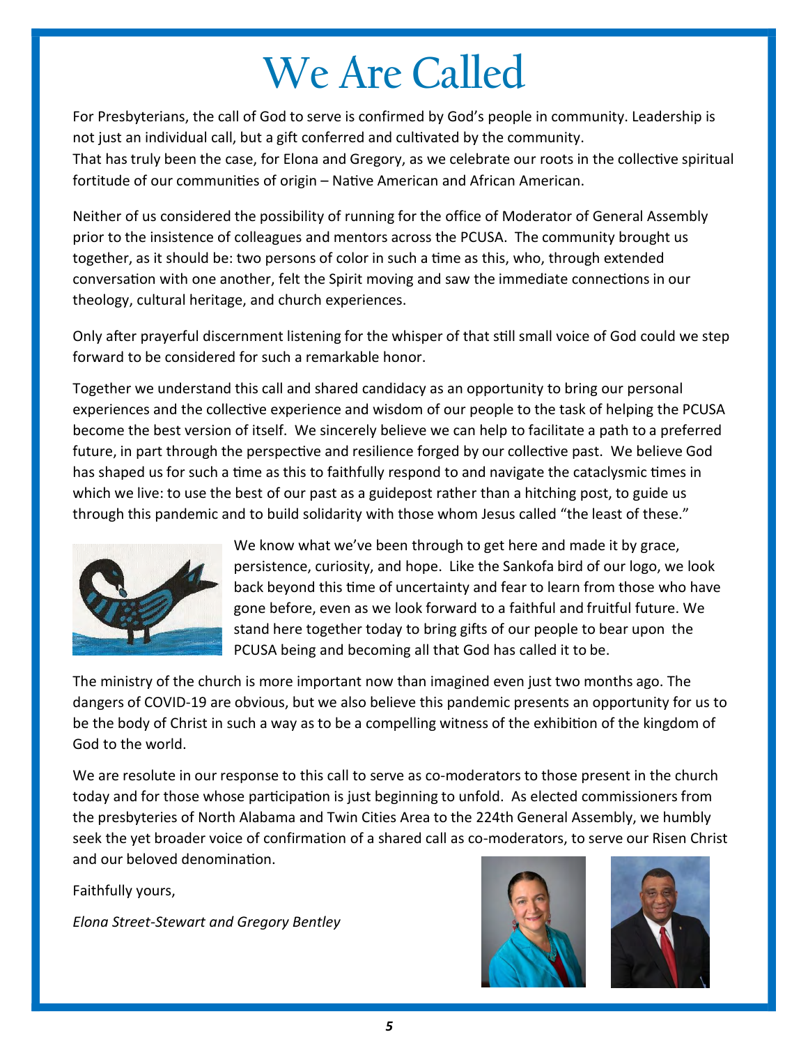# We Are Called

For Presbyterians, the call of God to serve is confirmed by God's people in community. Leadership is not just an individual call, but a gift conferred and cultivated by the community.
That has truly been the case, for Elona and Gregory, as we celebrate our roots in the collective spiritual fortitude of our communities of origin – Native American and African American.

Neither of us considered the possibility of running for the office of Moderator of General Assembly prior to the insistence of colleagues and mentors across the PCUSA. The community brought us together, as it should be: two persons of color in such a time as this, who, through extended conversation with one another, felt the Spirit moving and saw the immediate connections in our theology, cultural heritage, and church experiences.

Only after prayerful discernment listening for the whisper of that still small voice of God could we step forward to be considered for such a remarkable honor.

Together we understand this call and shared candidacy as an opportunity to bring our personal experiences and the collective experience and wisdom of our people to the task of helping the PCUSA become the best version of itself. We sincerely believe we can help to facilitate a path to a preferred future, in part through the perspective and resilience forged by our collective past. We believe God has shaped us for such a time as this to faithfully respond to and navigate the cataclysmic times in which we live: to use the best of our past as a guidepost rather than a hitching post, to guide us through this pandemic and to build solidarity with those whom Jesus called "the least of these."

We know what we've been through to get here and made it by grace, persistence, curiosity, and hope. Like the Sankofa bird of our logo, we look back beyond this time of uncertainty and fear to learn from those who have gone before, even as we look forward to a faithful and fruitful future. We stand here together today to bring gifts of our people to bear upon the PCUSA being and becoming all that God has called it to be.

The ministry of the church is more important now than imagined even just two months ago. The dangers of COVID-19 are obvious, but we also believe this pandemic presents an opportunity for us to be the body of Christ in such a way as to be a compelling witness of the exhibition of the kingdom of God to the world.

We are resolute in our response to this call to serve as co-moderators to those present in the church today and for those whose participation is just beginning to unfold. As elected commissioners from the presbyteries of North Alabama and Twin Cities Area to the 224th General Assembly, we humbly seek the yet broader voice of confirmation of a shared call as co-moderators, to serve our Risen Christ and our beloved denomination.

Faithfully yours,

*Elona Street-Stewart and Gregory Bentley*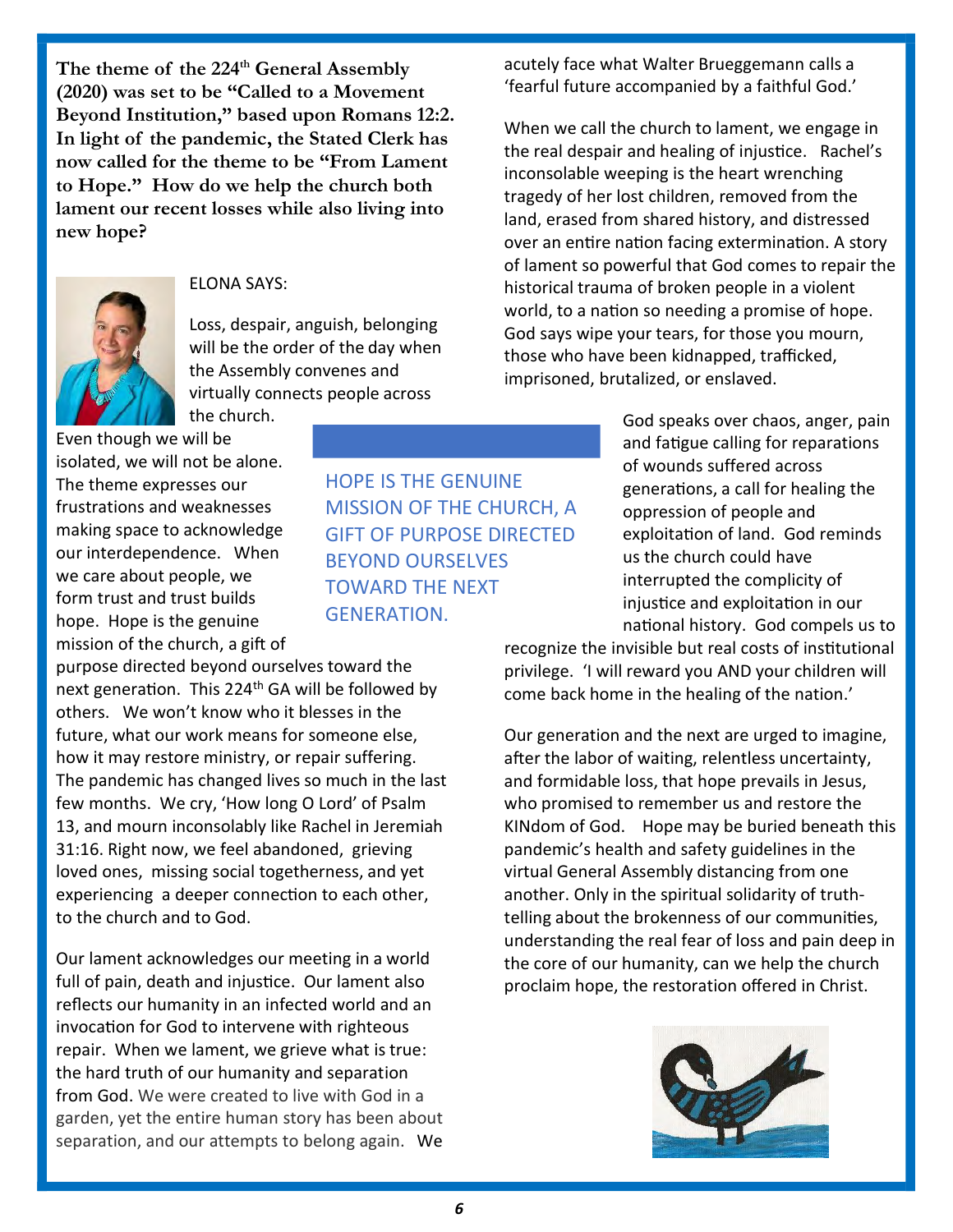**The theme of the 224th General Assembly (2020) was set to be "Called to a Movement Beyond Institution," based upon Romans 12:2. In light of the pandemic, the Stated Clerk has now called for the theme to be "From Lament to Hope." How do we help the church both lament our recent losses while also living into new hope?**

ELONA SAYS:

Loss, despair, anguish, belonging will be the order of the day when the Assembly convenes and virtually connects people across the church. Even though we will be isolated, we will not be alone. The theme expresses our frustrations and weaknesses making space to acknowledge our interdependence. When we care about people, we form trust and trust builds hope. Hope is the genuine mission of the church, a gift of purpose directed beyond ourselves toward the next generation. This 224th GA will be followed by others. We won't know who it blesses in the future, what our work means for someone else, how it may restore ministry, or repair suffering. The pandemic has changed lives so much in the last few months. We cry, 'How long O Lord' of Psalm 13, and mourn inconsolably like Rachel in Jeremiah 31:16. Right now, we feel abandoned, grieving loved ones, missing social togetherness, and yet experiencing a deeper connection to each other, to the church and to God.

HOPE IS THE GENUINE MISSION OF THE CHURCH, A GIFT OF PURPOSE DIRECTED BEYOND OURSELVES TOWARD THE NEXT GENERATION.

Our lament acknowledges our meeting in a world full of pain, death and injustice. Our lament also reflects our humanity in an infected world and an invocation for God to intervene with righteous repair. When we lament, we grieve what is true: the hard truth of our humanity and separation from God. We were created to live with God in a garden, yet the entire human story has been about separation, and our attempts to belong again. We acutely face what Walter Brueggemann calls a 'fearful future accompanied by a faithful God.'

When we call the church to lament, we engage in the real despair and healing of injustice. Rachel's inconsolable weeping is the heart wrenching tragedy of her lost children, removed from the land, erased from shared history, and distressed over an entire nation facing extermination. A story of lament so powerful that God comes to repair the historical trauma of broken people in a violent world, to a nation so needing a promise of hope. God says wipe your tears, for those you mourn, those who have been kidnapped, trafficked, imprisoned, brutalized, or enslaved.

God speaks over chaos, anger, pain and fatigue calling for reparations of wounds suffered across generations, a call for healing the oppression of people and exploitation of land. God reminds us the church could have interrupted the complicity of injustice and exploitation in our national history. God compels us to recognize the invisible but real costs of institutional privilege. 'I will reward you AND your children will come back home in the healing of the nation.'

Our generation and the next are urged to imagine, after the labor of waiting, relentless uncertainty, and formidable loss, that hope prevails in Jesus, who promised to remember us and restore the KINdom of God. Hope may be buried beneath this pandemic's health and safety guidelines in the virtual General Assembly distancing from one another. Only in the spiritual solidarity of truth-telling about the brokenness of our communities, understanding the real fear of loss and pain deep in the core of our humanity, can we help the church proclaim hope, the restoration offered in Christ.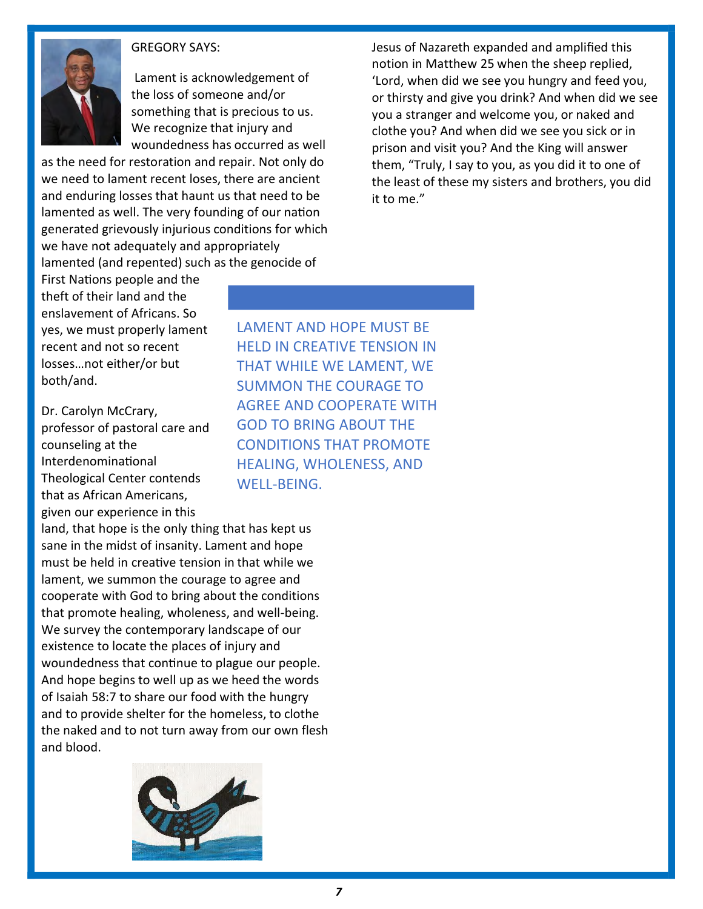GREGORY SAYS:

Lament is acknowledgement of the loss of someone and/or something that is precious to us. We recognize that injury and woundedness has occurred as well as the need for restoration and repair. Not only do we need to lament recent loses, there are ancient and enduring losses that haunt us that need to be lamented as well. The very founding of our nation generated grievously injurious conditions for which we have not adequately and appropriately lamented (and repented) such as the genocide of First Nations people and the theft of their land and the enslavement of Africans. So yes, we must properly lament recent and not so recent losses…not either/or but both/and.

Dr. Carolyn McCrary, professor of pastoral care and counseling at the Interdenominational Theological Center contends that as African Americans, given our experience in this land, that hope is the only thing that has kept us sane in the midst of insanity. Lament and hope must be held in creative tension in that while we lament, we summon the courage to agree and cooperate with God to bring about the conditions that promote healing, wholeness, and well-being. We survey the contemporary landscape of our existence to locate the places of injury and woundedness that continue to plague our people. And hope begins to well up as we heed the words of Isaiah 58:7 to share our food with the hungry and to provide shelter for the homeless, to clothe the naked and to not turn away from our own flesh and blood.

> LAMENT AND HOPE MUST BE HELD IN CREATIVE TENSION IN THAT WHILE WE LAMENT, WE SUMMON THE COURAGE TO AGREE AND COOPERATE WITH GOD TO BRING ABOUT THE CONDITIONS THAT PROMOTE HEALING, WHOLENESS, AND WELL-BEING.

Jesus of Nazareth expanded and amplified this notion in Matthew 25 when the sheep replied, 'Lord, when did we see you hungry and feed you, or thirsty and give you drink? And when did we see you a stranger and welcome you, or naked and clothe you? And when did we see you sick or in prison and visit you? And the King will answer them, "Truly, I say to you, as you did it to one of the least of these my sisters and brothers, you did it to me."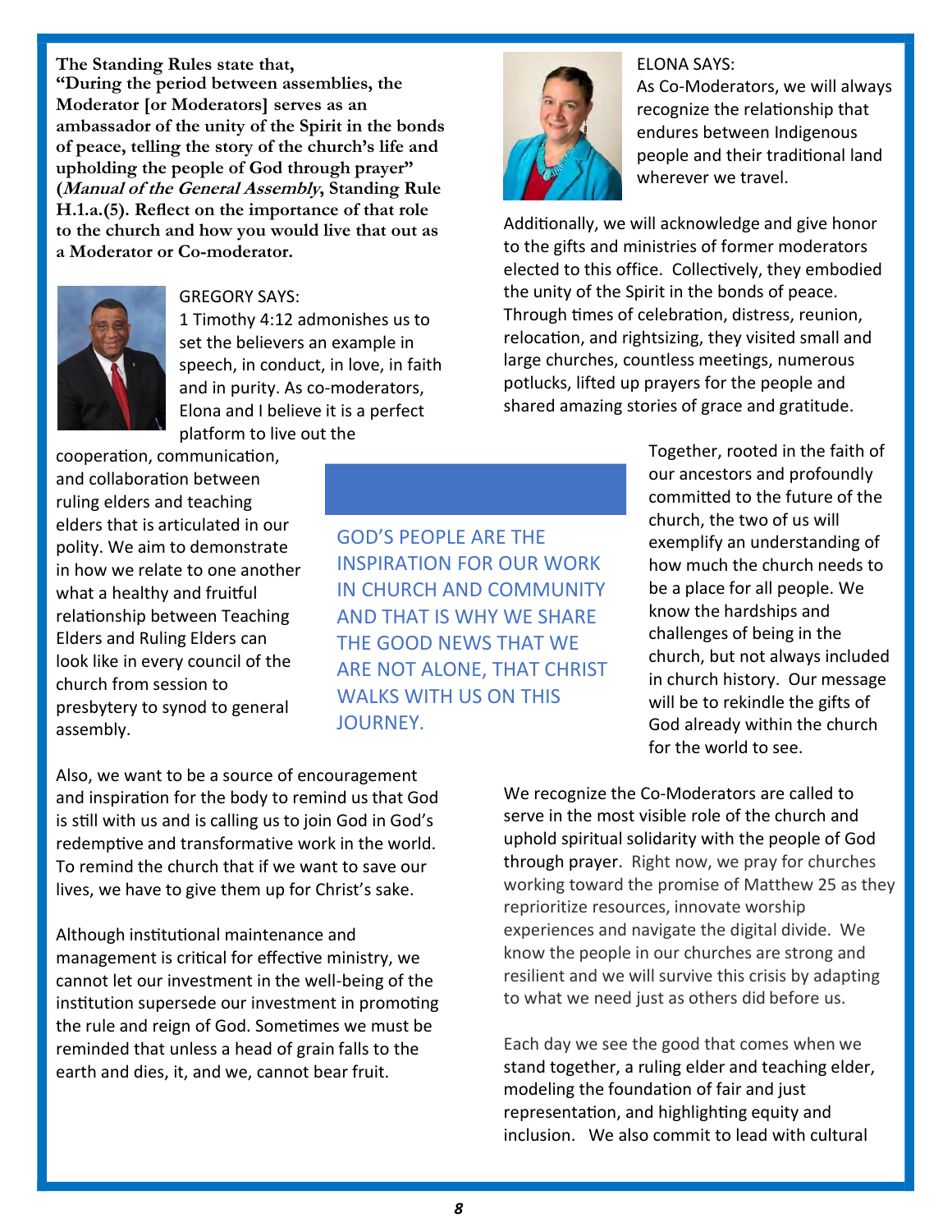**The Standing Rules state that, "During the period between assemblies, the Moderator [or Moderators] serves as an ambassador of the unity of the Spirit in the bonds of peace, telling the story of the church's life and upholding the people of God through prayer" (*Manual of the General Assembly*, Standing Rule H.1.a.(5). Reflect on the importance of that role to the church and how you would live that out as a Moderator or Co-moderator.**

GREGORY SAYS:

1 Timothy 4:12 admonishes us to set the believers an example in speech, in conduct, in love, in faith and in purity. As co-moderators, Elona and I believe it is a perfect platform to live out the cooperation, communication, and collaboration between ruling elders and teaching elders that is articulated in our polity. We aim to demonstrate in how we relate to one another what a healthy and fruitful relationship between Teaching Elders and Ruling Elders can look like in every council of the church from session to presbytery to synod to general assembly.

GOD'S PEOPLE ARE THE INSPIRATION FOR OUR WORK IN CHURCH AND COMMUNITY AND THAT IS WHY WE SHARE THE GOOD NEWS THAT WE ARE NOT ALONE, THAT CHRIST WALKS WITH US ON THIS JOURNEY.

Also, we want to be a source of encouragement and inspiration for the body to remind us that God is still with us and is calling us to join God in God's redemptive and transformative work in the world. To remind the church that if we want to save our lives, we have to give them up for Christ's sake.

Although institutional maintenance and management is critical for effective ministry, we cannot let our investment in the well-being of the institution supersede our investment in promoting the rule and reign of God. Sometimes we must be reminded that unless a head of grain falls to the earth and dies, it, and we, cannot bear fruit.

ELONA SAYS:

As Co-Moderators, we will always recognize the relationship that endures between Indigenous people and their traditional land wherever we travel.

Additionally, we will acknowledge and give honor to the gifts and ministries of former moderators elected to this office. Collectively, they embodied the unity of the Spirit in the bonds of peace. Through times of celebration, distress, reunion, relocation, and rightsizing, they visited small and large churches, countless meetings, numerous potlucks, lifted up prayers for the people and shared amazing stories of grace and gratitude.

Together, rooted in the faith of our ancestors and profoundly committed to the future of the church, the two of us will exemplify an understanding of how much the church needs to be a place for all people. We know the hardships and challenges of being in the church, but not always included in church history. Our message will be to rekindle the gifts of God already within the church for the world to see.

We recognize the Co-Moderators are called to serve in the most visible role of the church and uphold spiritual solidarity with the people of God through prayer. Right now, we pray for churches working toward the promise of Matthew 25 as they reprioritize resources, innovate worship experiences and navigate the digital divide. We know the people in our churches are strong and resilient and we will survive this crisis by adapting to what we need just as others did before us.

Each day we see the good that comes when we stand together, a ruling elder and teaching elder, modeling the foundation of fair and just representation, and highlighting equity and inclusion. We also commit to lead with cultural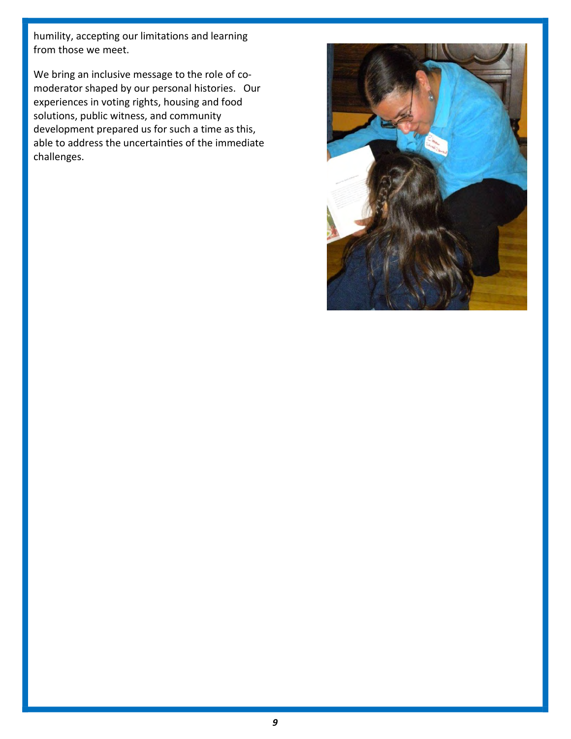humility, accepting our limitations and learning from those we meet.

We bring an inclusive message to the role of co-moderator shaped by our personal histories. Our experiences in voting rights, housing and food solutions, public witness, and community development prepared us for such a time as this, able to address the uncertainties of the immediate challenges.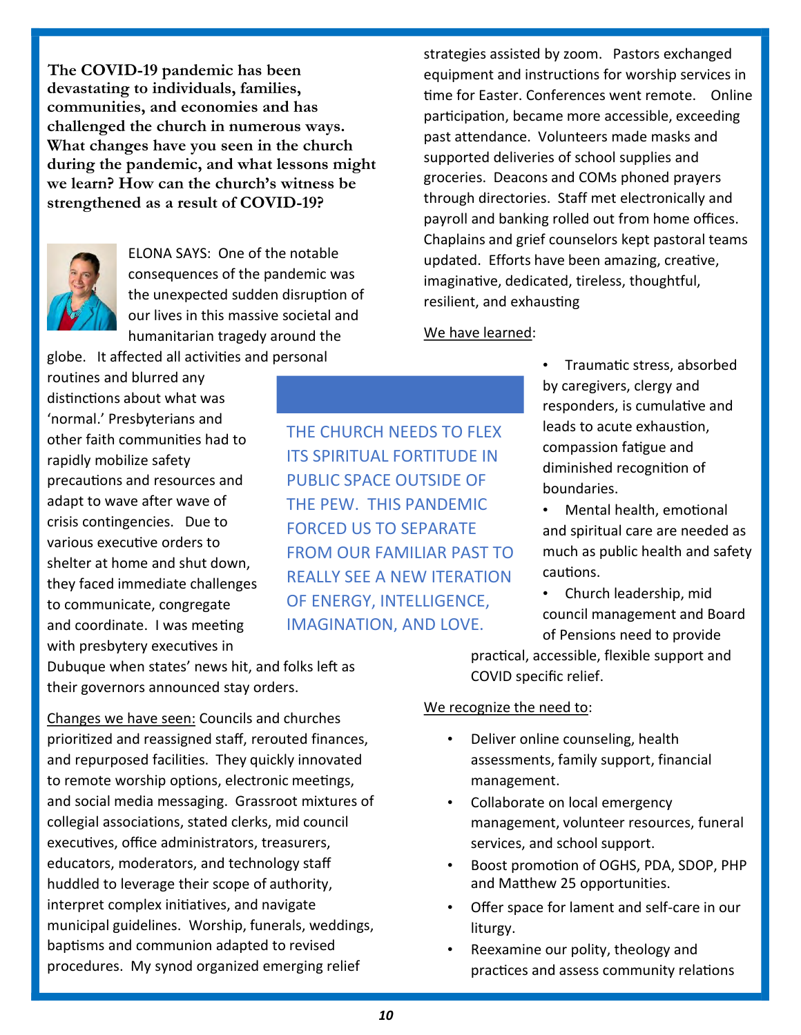**The COVID-19 pandemic has been devastating to individuals, families, communities, and economies and has challenged the church in numerous ways. What changes have you seen in the church during the pandemic, and what lessons might we learn? How can the church's witness be strengthened as a result of COVID-19?**

ELONA SAYS: One of the notable consequences of the pandemic was the unexpected sudden disruption of our lives in this massive societal and humanitarian tragedy around the globe. It affected all activities and personal routines and blurred any distinctions about what was 'normal.' Presbyterians and other faith communities had to rapidly mobilize safety precautions and resources and adapt to wave after wave of crisis contingencies. Due to various executive orders to shelter at home and shut down, they faced immediate challenges to communicate, congregate and coordinate. I was meeting with presbytery executives in Dubuque when states' news hit, and folks left as their governors announced stay orders.

> THE CHURCH NEEDS TO FLEX ITS SPIRITUAL FORTITUDE IN PUBLIC SPACE OUTSIDE OF THE PEW. THIS PANDEMIC FORCED US TO SEPARATE FROM OUR FAMILIAR PAST TO REALLY SEE A NEW ITERATION OF ENERGY, INTELLIGENCE, IMAGINATION, AND LOVE.

Changes we have seen: Councils and churches prioritized and reassigned staff, rerouted finances, and repurposed facilities. They quickly innovated to remote worship options, electronic meetings, and social media messaging. Grassroot mixtures of collegial associations, stated clerks, mid council executives, office administrators, treasurers, educators, moderators, and technology staff huddled to leverage their scope of authority, interpret complex initiatives, and navigate municipal guidelines. Worship, funerals, weddings, baptisms and communion adapted to revised procedures. My synod organized emerging relief strategies assisted by zoom. Pastors exchanged equipment and instructions for worship services in time for Easter. Conferences went remote. Online participation, became more accessible, exceeding past attendance. Volunteers made masks and supported deliveries of school supplies and groceries. Deacons and COMs phoned prayers through directories. Staff met electronically and payroll and banking rolled out from home offices. Chaplains and grief counselors kept pastoral teams updated. Efforts have been amazing, creative, imaginative, dedicated, tireless, thoughtful, resilient, and exhausting

We have learned:

- Traumatic stress, absorbed by caregivers, clergy and responders, is cumulative and leads to acute exhaustion, compassion fatigue and diminished recognition of boundaries.
- Mental health, emotional and spiritual care are needed as much as public health and safety cautions.
- Church leadership, mid council management and Board of Pensions need to provide practical, accessible, flexible support and COVID specific relief.

We recognize the need to:

- Deliver online counseling, health assessments, family support, financial management.
- Collaborate on local emergency management, volunteer resources, funeral services, and school support.
- Boost promotion of OGHS, PDA, SDOP, PHP and Matthew 25 opportunities.
- Offer space for lament and self-care in our liturgy.
- Reexamine our polity, theology and practices and assess community relations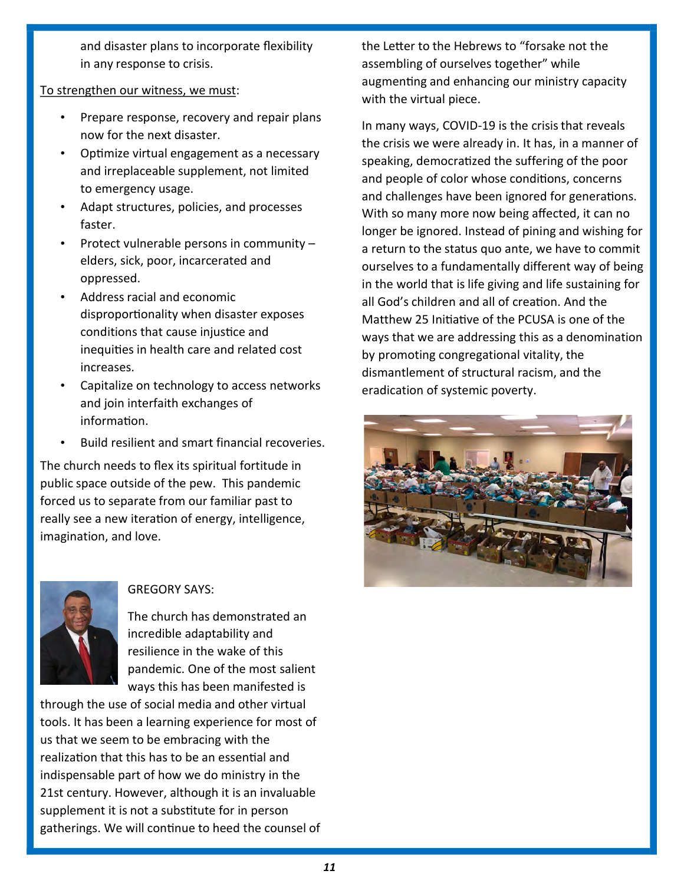and disaster plans to incorporate flexibility in any response to crisis.

To strengthen our witness, we must:

- Prepare response, recovery and repair plans now for the next disaster.
- Optimize virtual engagement as a necessary and irreplaceable supplement, not limited to emergency usage.
- Adapt structures, policies, and processes faster.
- Protect vulnerable persons in community – elders, sick, poor, incarcerated and oppressed.
- Address racial and economic disproportionality when disaster exposes conditions that cause injustice and inequities in health care and related cost increases.
- Capitalize on technology to access networks and join interfaith exchanges of information.
- Build resilient and smart financial recoveries.

The church needs to flex its spiritual fortitude in public space outside of the pew. This pandemic forced us to separate from our familiar past to really see a new iteration of energy, intelligence, imagination, and love.

GREGORY SAYS:

The church has demonstrated an incredible adaptability and resilience in the wake of this pandemic. One of the most salient ways this has been manifested is through the use of social media and other virtual tools. It has been a learning experience for most of us that we seem to be embracing with the realization that this has to be an essential and indispensable part of how we do ministry in the 21st century. However, although it is an invaluable supplement it is not a substitute for in person gatherings. We will continue to heed the counsel of the Letter to the Hebrews to "forsake not the assembling of ourselves together" while augmenting and enhancing our ministry capacity with the virtual piece.

In many ways, COVID-19 is the crisis that reveals the crisis we were already in. It has, in a manner of speaking, democratized the suffering of the poor and people of color whose conditions, concerns and challenges have been ignored for generations. With so many more now being affected, it can no longer be ignored. Instead of pining and wishing for a return to the status quo ante, we have to commit ourselves to a fundamentally different way of being in the world that is life giving and life sustaining for all God's children and all of creation. And the Matthew 25 Initiative of the PCUSA is one of the ways that we are addressing this as a denomination by promoting congregational vitality, the dismantlement of structural racism, and the eradication of systemic poverty.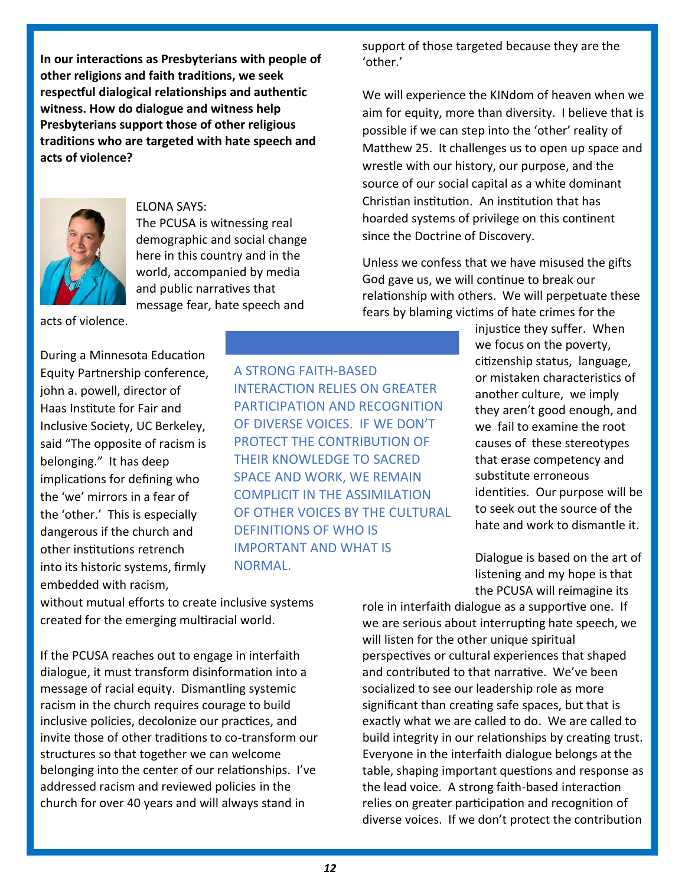**In our interactions as Presbyterians with people of other religions and faith traditions, we seek respectful dialogical relationships and authentic witness. How do dialogue and witness help Presbyterians support those of other religious traditions who are targeted with hate speech and acts of violence?**

ELONA SAYS:
The PCUSA is witnessing real demographic and social change here in this country and in the world, accompanied by media and public narratives that message fear, hate speech and acts of violence.

During a Minnesota Education Equity Partnership conference, john a. powell, director of Haas Institute for Fair and Inclusive Society, UC Berkeley, said "The opposite of racism is belonging." It has deep implications for defining who the 'we' mirrors in a fear of the 'other.' This is especially dangerous if the church and other institutions retrench into its historic systems, firmly embedded with racism, without mutual efforts to create inclusive systems created for the emerging multiracial world.

If the PCUSA reaches out to engage in interfaith dialogue, it must transform disinformation into a message of racial equity. Dismantling systemic racism in the church requires courage to build inclusive policies, decolonize our practices, and invite those of other traditions to co-transform our structures so that together we can welcome belonging into the center of our relationships. I've addressed racism and reviewed policies in the church for over 40 years and will always stand in support of those targeted because they are the 'other.'

We will experience the KINdom of heaven when we aim for equity, more than diversity. I believe that is possible if we can step into the 'other' reality of Matthew 25. It challenges us to open up space and wrestle with our history, our purpose, and the source of our social capital as a white dominant Christian institution. An institution that has hoarded systems of privilege on this continent since the Doctrine of Discovery.

Unless we confess that we have misused the gifts God gave us, we will continue to break our relationship with others. We will perpetuate these fears by blaming victims of hate crimes for the injustice they suffer. When we focus on the poverty, citizenship status, language, or mistaken characteristics of another culture, we imply they aren't good enough, and we fail to examine the root causes of these stereotypes that erase competency and substitute erroneous identities. Our purpose will be to seek out the source of the hate and work to dismantle it.

> A STRONG FAITH-BASED INTERACTION RELIES ON GREATER PARTICIPATION AND RECOGNITION OF DIVERSE VOICES. IF WE DON'T PROTECT THE CONTRIBUTION OF THEIR KNOWLEDGE TO SACRED SPACE AND WORK, WE REMAIN COMPLICIT IN THE ASSIMILATION OF OTHER VOICES BY THE CULTURAL DEFINITIONS OF WHO IS IMPORTANT AND WHAT IS NORMAL.

Dialogue is based on the art of listening and my hope is that the PCUSA will reimagine its role in interfaith dialogue as a supportive one. If we are serious about interrupting hate speech, we will listen for the other unique spiritual perspectives or cultural experiences that shaped and contributed to that narrative. We've been socialized to see our leadership role as more significant than creating safe spaces, but that is exactly what we are called to do. We are called to build integrity in our relationships by creating trust. Everyone in the interfaith dialogue belongs at the table, shaping important questions and response as the lead voice. A strong faith-based interaction relies on greater participation and recognition of diverse voices. If we don't protect the contribution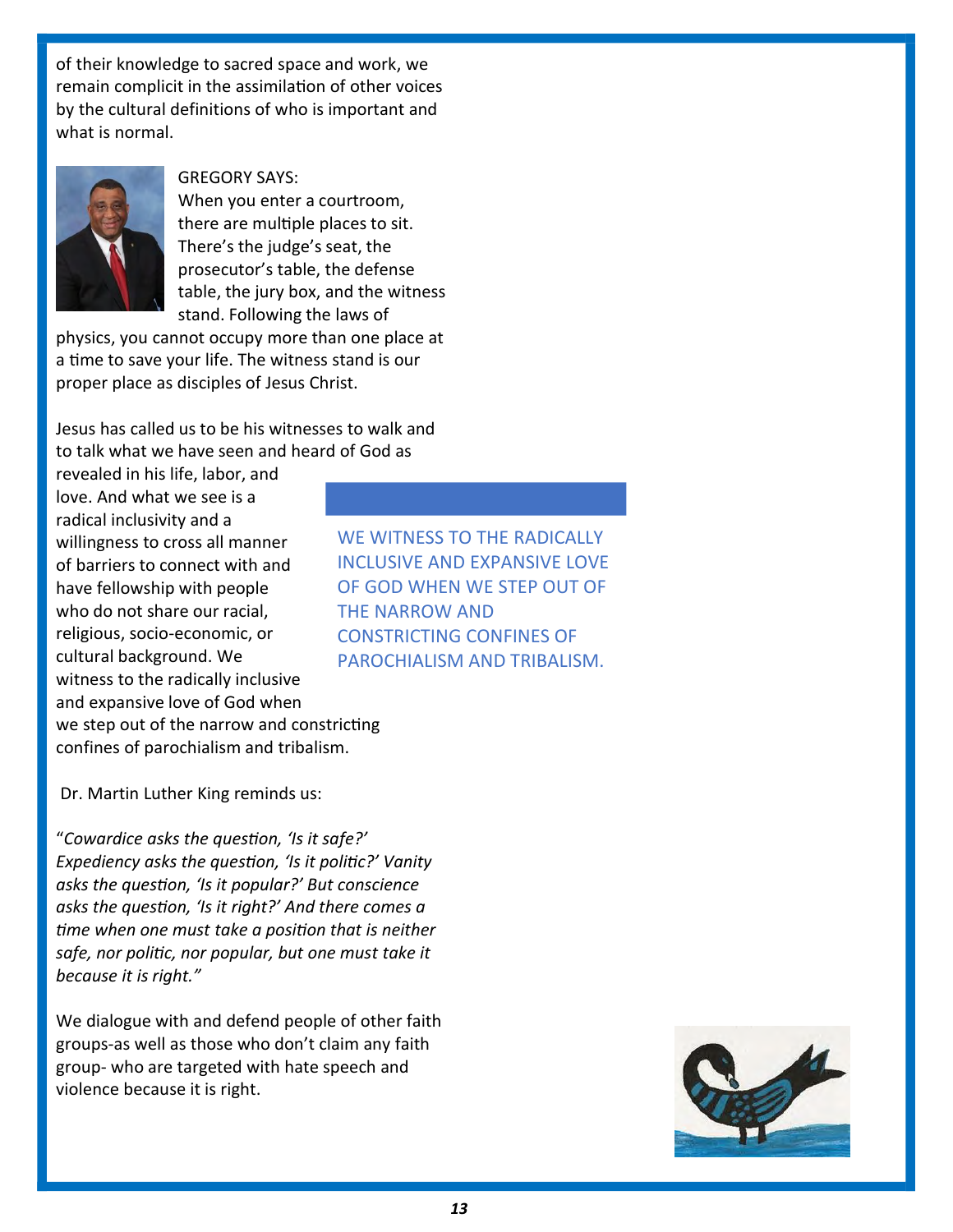of their knowledge to sacred space and work, we remain complicit in the assimilation of other voices by the cultural definitions of who is important and what is normal.

GREGORY SAYS:

When you enter a courtroom, there are multiple places to sit. There's the judge's seat, the prosecutor's table, the defense table, the jury box, and the witness stand. Following the laws of physics, you cannot occupy more than one place at a time to save your life. The witness stand is our proper place as disciples of Jesus Christ.

Jesus has called us to be his witnesses to walk and to talk what we have seen and heard of God as revealed in his life, labor, and love. And what we see is a radical inclusivity and a willingness to cross all manner of barriers to connect with and have fellowship with people who do not share our racial, religious, socio-economic, or cultural background. We witness to the radically inclusive and expansive love of God when we step out of the narrow and constricting confines of parochialism and tribalism.

> WE WITNESS TO THE RADICALLY INCLUSIVE AND EXPANSIVE LOVE OF GOD WHEN WE STEP OUT OF THE NARROW AND CONSTRICTING CONFINES OF PAROCHIALISM AND TRIBALISM.

Dr. Martin Luther King reminds us:

"*Cowardice asks the question, 'Is it safe?' Expediency asks the question, 'Is it politic?' Vanity asks the question, 'Is it popular?' But conscience asks the question, 'Is it right?' And there comes a time when one must take a position that is neither safe, nor politic, nor popular, but one must take it because it is right."*

We dialogue with and defend people of other faith groups-as well as those who don't claim any faith group- who are targeted with hate speech and violence because it is right.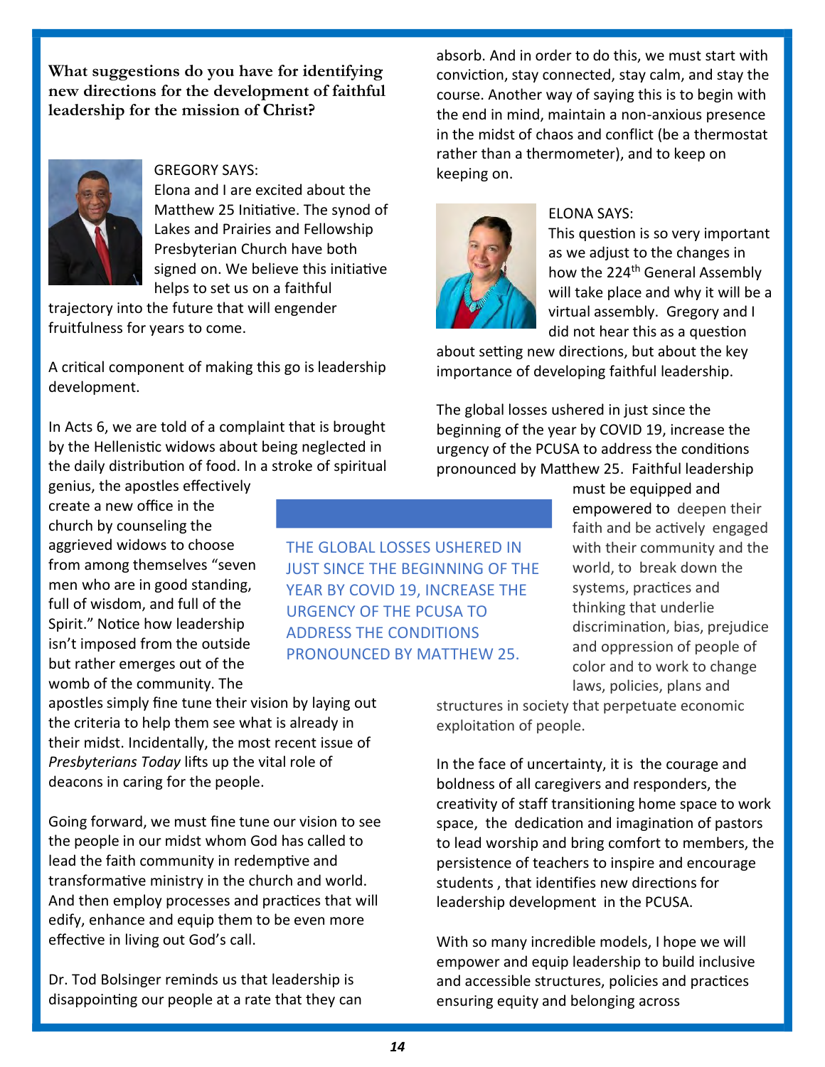**What suggestions do you have for identifying new directions for the development of faithful leadership for the mission of Christ?**

GREGORY SAYS:

Elona and I are excited about the Matthew 25 Initiative. The synod of Lakes and Prairies and Fellowship Presbyterian Church have both signed on. We believe this initiative helps to set us on a faithful trajectory into the future that will engender fruitfulness for years to come.

A critical component of making this go is leadership development.

In Acts 6, we are told of a complaint that is brought by the Hellenistic widows about being neglected in the daily distribution of food. In a stroke of spiritual genius, the apostles effectively create a new office in the church by counseling the aggrieved widows to choose from among themselves "seven men who are in good standing, full of wisdom, and full of the Spirit." Notice how leadership isn't imposed from the outside but rather emerges out of the womb of the community. The apostles simply fine tune their vision by laying out the criteria to help them see what is already in their midst. Incidentally, the most recent issue of *Presbyterians Today* lifts up the vital role of deacons in caring for the people.

Going forward, we must fine tune our vision to see the people in our midst whom God has called to lead the faith community in redemptive and transformative ministry in the church and world. And then employ processes and practices that will edify, enhance and equip them to be even more effective in living out God's call.

Dr. Tod Bolsinger reminds us that leadership is disappointing our people at a rate that they can absorb. And in order to do this, we must start with conviction, stay connected, stay calm, and stay the course. Another way of saying this is to begin with the end in mind, maintain a non-anxious presence in the midst of chaos and conflict (be a thermostat rather than a thermometer), and to keep on keeping on.

ELONA SAYS:

This question is so very important as we adjust to the changes in how the 224th General Assembly will take place and why it will be a virtual assembly. Gregory and I did not hear this as a question about setting new directions, but about the key importance of developing faithful leadership.

The global losses ushered in just since the beginning of the year by COVID 19, increase the urgency of the PCUSA to address the conditions pronounced by Matthew 25. Faithful leadership must be equipped and empowered to deepen their faith and be actively engaged with their community and the world, to break down the systems, practices and thinking that underlie discrimination, bias, prejudice and oppression of people of color and to work to change laws, policies, plans and structures in society that perpetuate economic exploitation of people.

> THE GLOBAL LOSSES USHERED IN JUST SINCE THE BEGINNING OF THE YEAR BY COVID 19, INCREASE THE URGENCY OF THE PCUSA TO ADDRESS THE CONDITIONS PRONOUNCED BY MATTHEW 25.

In the face of uncertainty, it is the courage and boldness of all caregivers and responders, the creativity of staff transitioning home space to work space, the dedication and imagination of pastors to lead worship and bring comfort to members, the persistence of teachers to inspire and encourage students , that identifies new directions for leadership development in the PCUSA.

With so many incredible models, I hope we will empower and equip leadership to build inclusive and accessible structures, policies and practices ensuring equity and belonging across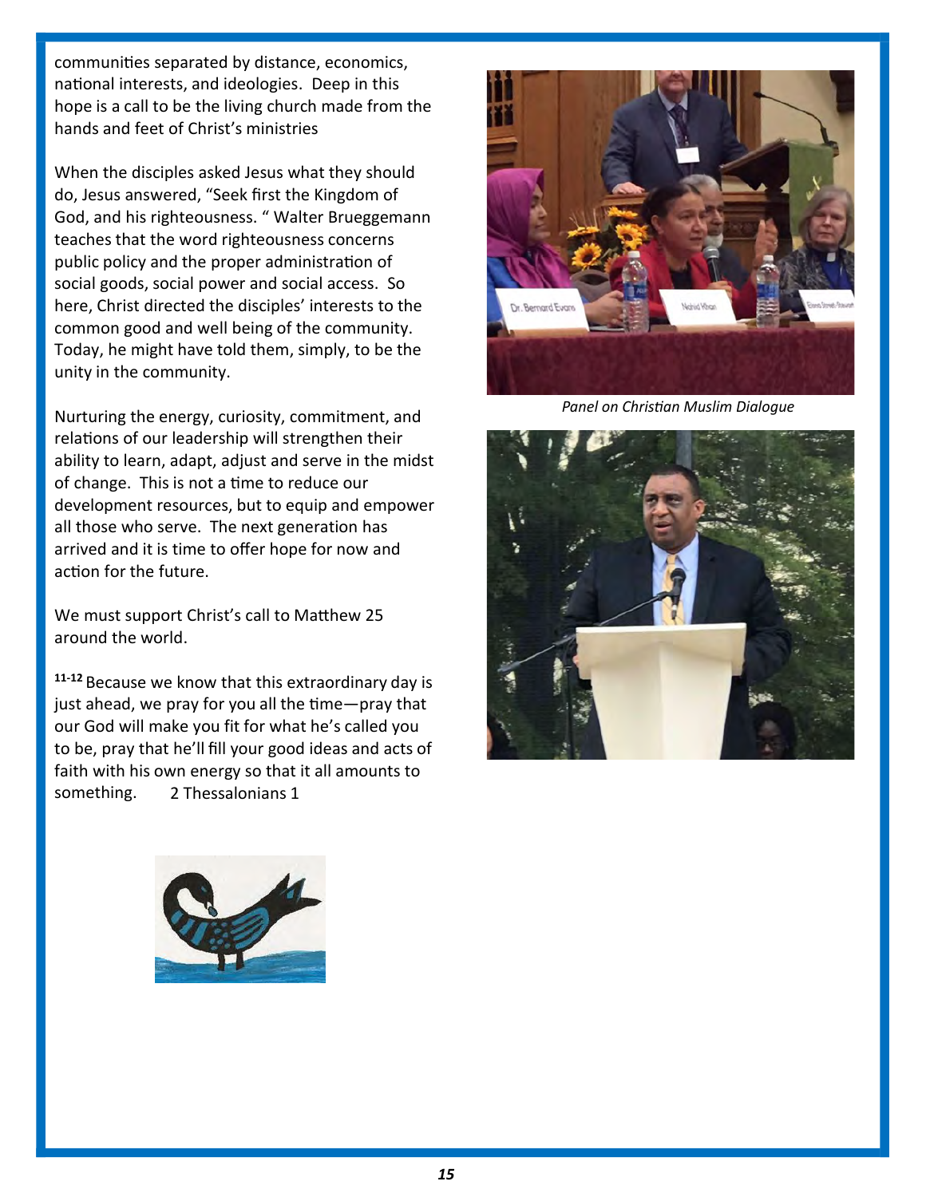communities separated by distance, economics, national interests, and ideologies. Deep in this hope is a call to be the living church made from the hands and feet of Christ's ministries

When the disciples asked Jesus what they should do, Jesus answered, "Seek first the Kingdom of God, and his righteousness. " Walter Brueggemann teaches that the word righteousness concerns public policy and the proper administration of social goods, social power and social access. So here, Christ directed the disciples' interests to the common good and well being of the community. Today, he might have told them, simply, to be the unity in the community.

Nurturing the energy, curiosity, commitment, and relations of our leadership will strengthen their ability to learn, adapt, adjust and serve in the midst of change. This is not a time to reduce our development resources, but to equip and empower all those who serve. The next generation has arrived and it is time to offer hope for now and action for the future.

We must support Christ's call to Matthew 25 around the world.

11-12 Because we know that this extraordinary day is just ahead, we pray for you all the time—pray that our God will make you fit for what he's called you to be, pray that he'll fill your good ideas and acts of faith with his own energy so that it all amounts to something. 2 Thessalonians 1

*Panel on Christian Muslim Dialogue*